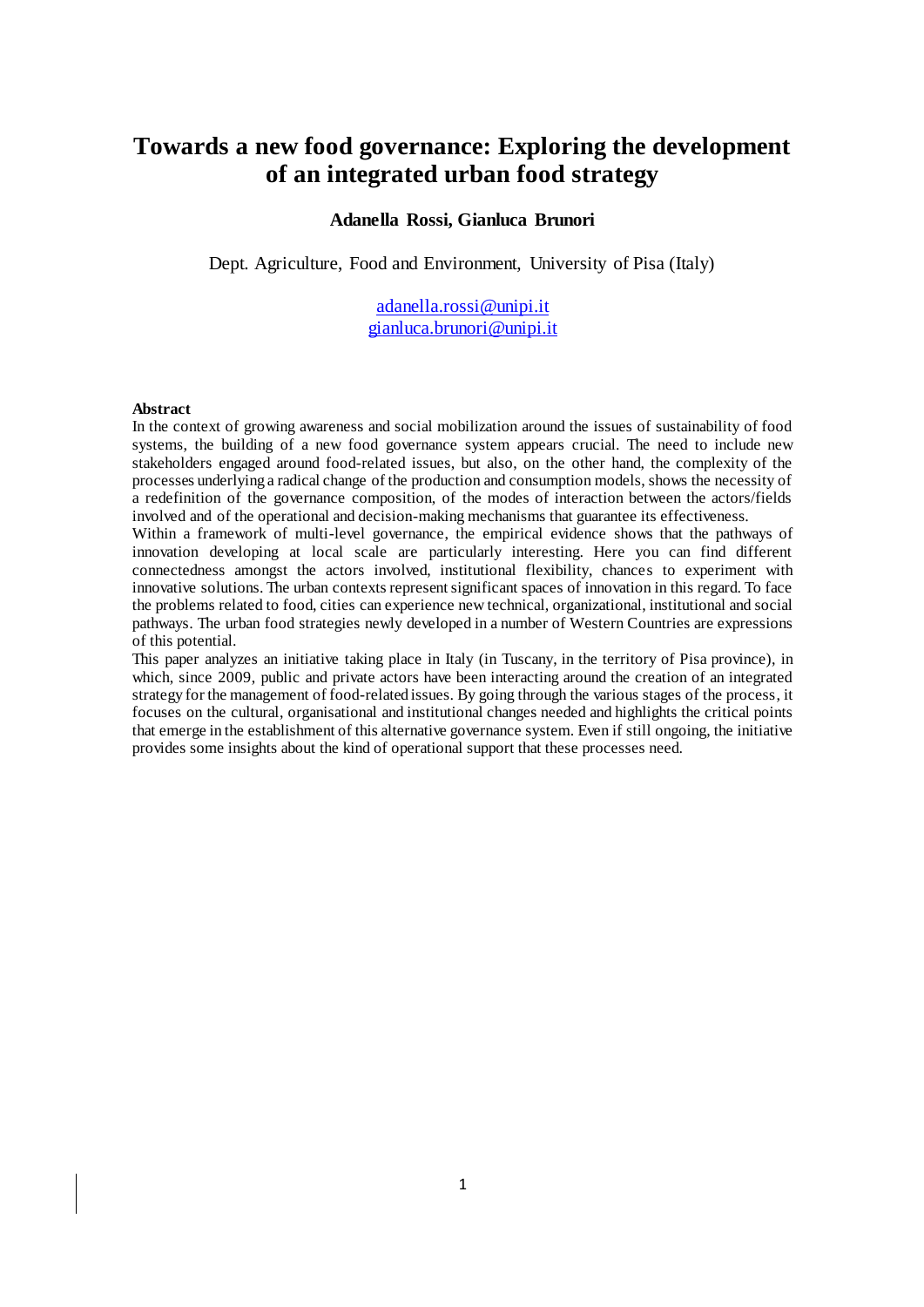# Towards a new food governance: Exploring the development of an integrated urban food strategy

**Adanella Rossi, Gianluca Brunori**

Dept. Agriculture, Food and Environment, University of Pisa (Italy)

adanella.rossi@unipi.it
gianluca.brunori@unipi.it

**Abstract**

In the context of growing awareness and social mobilization around the issues of sustainability of food systems, the building of a new food governance system appears crucial. The need to include new stakeholders engaged around food-related issues, but also, on the other hand, the complexity of the processes underlying a radical change of the production and consumption models, shows the necessity of a redefinition of the governance composition, of the modes of interaction between the actors/fields involved and of the operational and decision-making mechanisms that guarantee its effectiveness.

Within a framework of multi-level governance, the empirical evidence shows that the pathways of innovation developing at local scale are particularly interesting. Here you can find different connectedness amongst the actors involved, institutional flexibility, chances to experiment with innovative solutions. The urban contexts represent significant spaces of innovation in this regard. To face the problems related to food, cities can experience new technical, organizational, institutional and social pathways. The urban food strategies newly developed in a number of Western Countries are expressions of this potential.

This paper analyzes an initiative taking place in Italy (in Tuscany, in the territory of Pisa province), in which, since 2009, public and private actors have been interacting around the creation of an integrated strategy for the management of food-related issues. By going through the various stages of the process, it focuses on the cultural, organisational and institutional changes needed and highlights the critical points that emerge in the establishment of this alternative governance system. Even if still ongoing, the initiative provides some insights about the kind of operational support that these processes need.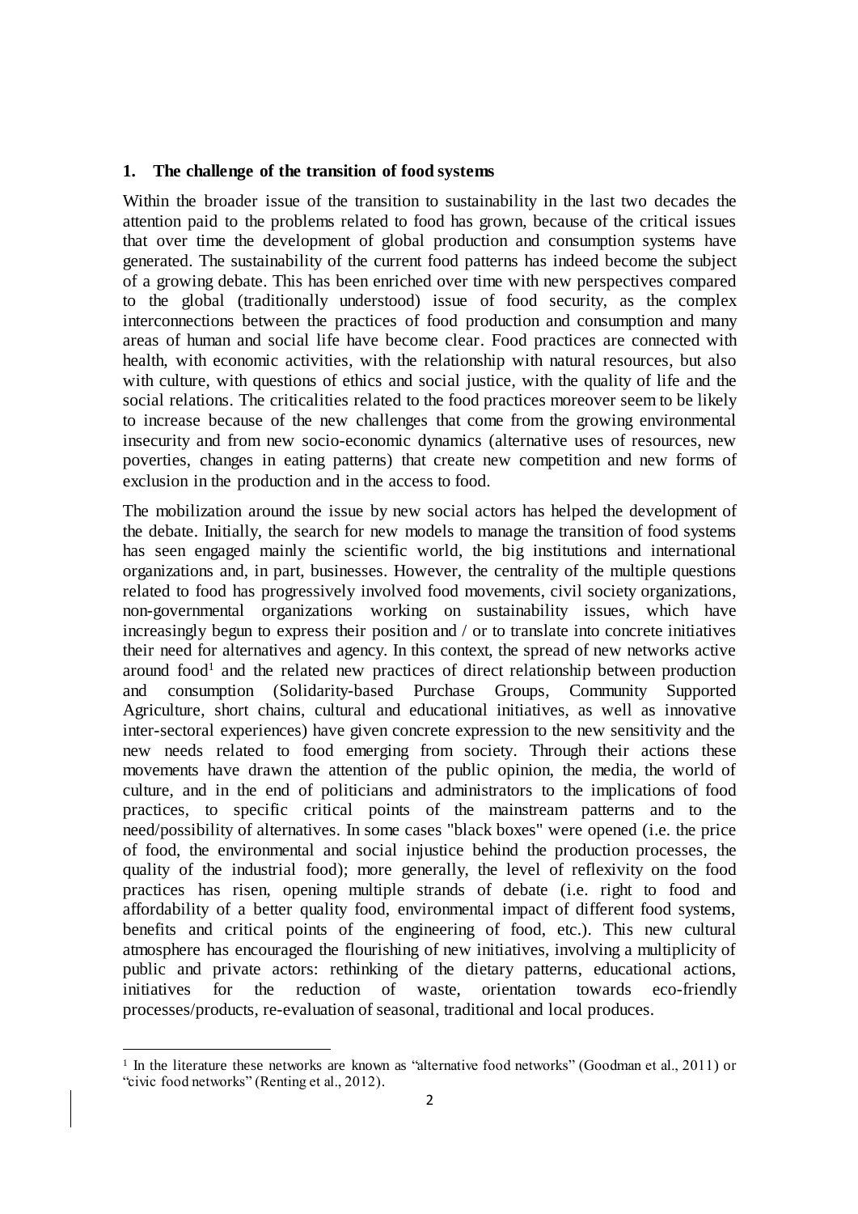## 1. The challenge of the transition of food systems

Within the broader issue of the transition to sustainability in the last two decades the attention paid to the problems related to food has grown, because of the critical issues that over time the development of global production and consumption systems have generated. The sustainability of the current food patterns has indeed become the subject of a growing debate. This has been enriched over time with new perspectives compared to the global (traditionally understood) issue of food security, as the complex interconnections between the practices of food production and consumption and many areas of human and social life have become clear. Food practices are connected with health, with economic activities, with the relationship with natural resources, but also with culture, with questions of ethics and social justice, with the quality of life and the social relations. The criticalities related to the food practices moreover seem to be likely to increase because of the new challenges that come from the growing environmental insecurity and from new socio-economic dynamics (alternative uses of resources, new poverties, changes in eating patterns) that create new competition and new forms of exclusion in the production and in the access to food.

The mobilization around the issue by new social actors has helped the development of the debate. Initially, the search for new models to manage the transition of food systems has seen engaged mainly the scientific world, the big institutions and international organizations and, in part, businesses. However, the centrality of the multiple questions related to food has progressively involved food movements, civil society organizations, non-governmental organizations working on sustainability issues, which have increasingly begun to express their position and / or to translate into concrete initiatives their need for alternatives and agency. In this context, the spread of new networks active around food[1] and the related new practices of direct relationship between production and consumption (Solidarity-based Purchase Groups, Community Supported Agriculture, short chains, cultural and educational initiatives, as well as innovative inter-sectoral experiences) have given concrete expression to the new sensitivity and the new needs related to food emerging from society. Through their actions these movements have drawn the attention of the public opinion, the media, the world of culture, and in the end of politicians and administrators to the implications of food practices, to specific critical points of the mainstream patterns and to the need/possibility of alternatives. In some cases "black boxes" were opened (i.e. the price of food, the environmental and social injustice behind the production processes, the quality of the industrial food); more generally, the level of reflexivity on the food practices has risen, opening multiple strands of debate (i.e. right to food and affordability of a better quality food, environmental impact of different food systems, benefits and critical points of the engineering of food, etc.). This new cultural atmosphere has encouraged the flourishing of new initiatives, involving a multiplicity of public and private actors: rethinking of the dietary patterns, educational actions, initiatives for the reduction of waste, orientation towards eco-friendly processes/products, re-evaluation of seasonal, traditional and local produces.

---

[1] In the literature these networks are known as "alternative food networks" (Goodman et al., 2011) or "civic food networks" (Renting et al., 2012).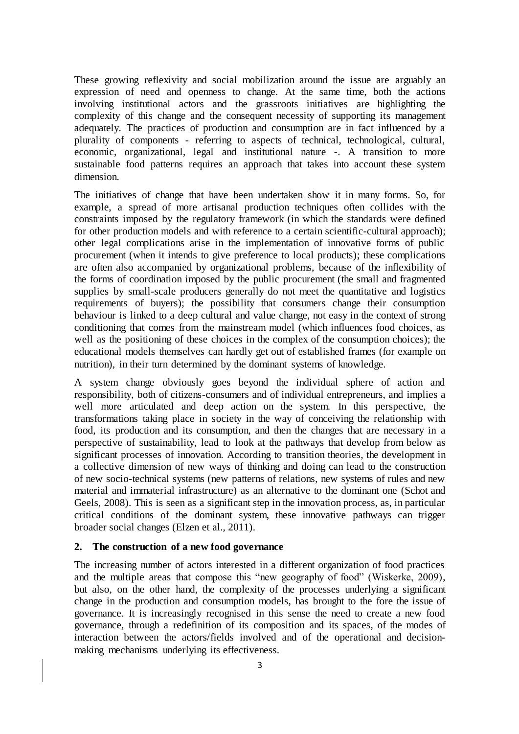These growing reflexivity and social mobilization around the issue are arguably an expression of need and openness to change. At the same time, both the actions involving institutional actors and the grassroots initiatives are highlighting the complexity of this change and the consequent necessity of supporting its management adequately. The practices of production and consumption are in fact influenced by a plurality of components - referring to aspects of technical, technological, cultural, economic, organizational, legal and institutional nature -. A transition to more sustainable food patterns requires an approach that takes into account these system dimension.

The initiatives of change that have been undertaken show it in many forms. So, for example, a spread of more artisanal production techniques often collides with the constraints imposed by the regulatory framework (in which the standards were defined for other production models and with reference to a certain scientific-cultural approach); other legal complications arise in the implementation of innovative forms of public procurement (when it intends to give preference to local products); these complications are often also accompanied by organizational problems, because of the inflexibility of the forms of coordination imposed by the public procurement (the small and fragmented supplies by small-scale producers generally do not meet the quantitative and logistics requirements of buyers); the possibility that consumers change their consumption behaviour is linked to a deep cultural and value change, not easy in the context of strong conditioning that comes from the mainstream model (which influences food choices, as well as the positioning of these choices in the complex of the consumption choices); the educational models themselves can hardly get out of established frames (for example on nutrition), in their turn determined by the dominant systems of knowledge.

A system change obviously goes beyond the individual sphere of action and responsibility, both of citizens-consumers and of individual entrepreneurs, and implies a well more articulated and deep action on the system. In this perspective, the transformations taking place in society in the way of conceiving the relationship with food, its production and its consumption, and then the changes that are necessary in a perspective of sustainability, lead to look at the pathways that develop from below as significant processes of innovation. According to transition theories, the development in a collective dimension of new ways of thinking and doing can lead to the construction of new socio-technical systems (new patterns of relations, new systems of rules and new material and immaterial infrastructure) as an alternative to the dominant one (Schot and Geels, 2008). This is seen as a significant step in the innovation process, as, in particular critical conditions of the dominant system, these innovative pathways can trigger broader social changes (Elzen et al., 2011).

## 2. The construction of a new food governance

The increasing number of actors interested in a different organization of food practices and the multiple areas that compose this "new geography of food" (Wiskerke, 2009), but also, on the other hand, the complexity of the processes underlying a significant change in the production and consumption models, has brought to the fore the issue of governance. It is increasingly recognised in this sense the need to create a new food governance, through a redefinition of its composition and its spaces, of the modes of interaction between the actors/fields involved and of the operational and decision-making mechanisms underlying its effectiveness.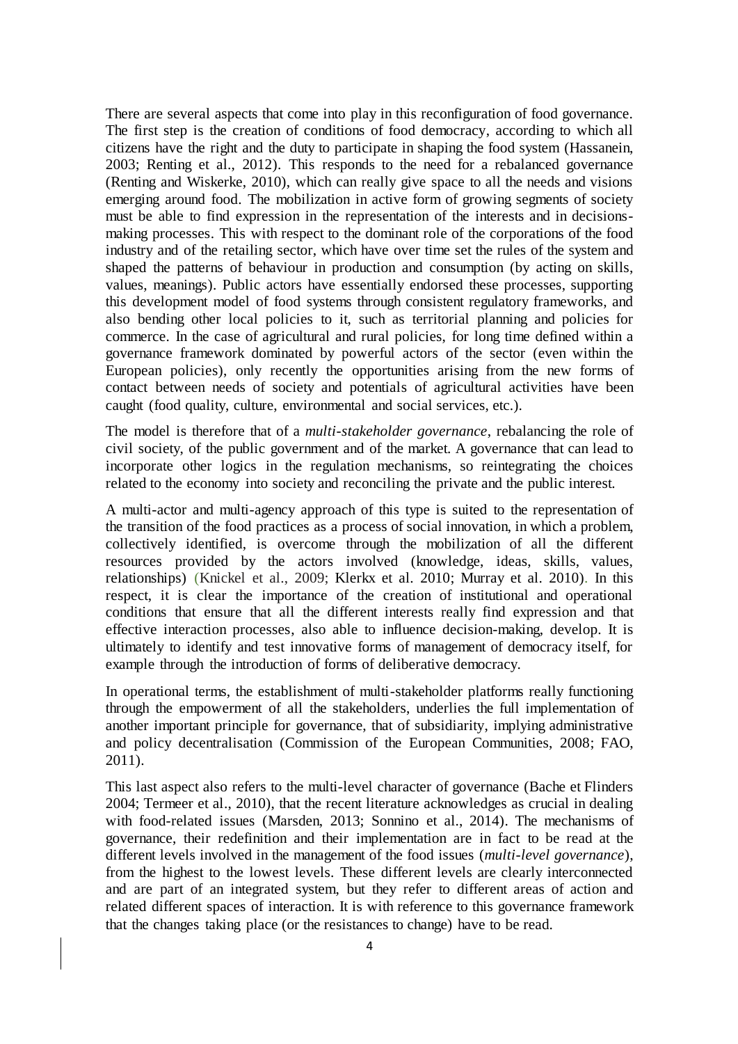There are several aspects that come into play in this reconfiguration of food governance. The first step is the creation of conditions of food democracy, according to which all citizens have the right and the duty to participate in shaping the food system (Hassanein, 2003; Renting et al., 2012). This responds to the need for a rebalanced governance (Renting and Wiskerke, 2010), which can really give space to all the needs and visions emerging around food. The mobilization in active form of growing segments of society must be able to find expression in the representation of the interests and in decisions-making processes. This with respect to the dominant role of the corporations of the food industry and of the retailing sector, which have over time set the rules of the system and shaped the patterns of behaviour in production and consumption (by acting on skills, values, meanings). Public actors have essentially endorsed these processes, supporting this development model of food systems through consistent regulatory frameworks, and also bending other local policies to it, such as territorial planning and policies for commerce. In the case of agricultural and rural policies, for long time defined within a governance framework dominated by powerful actors of the sector (even within the European policies), only recently the opportunities arising from the new forms of contact between needs of society and potentials of agricultural activities have been caught (food quality, culture, environmental and social services, etc.).

The model is therefore that of a *multi-stakeholder governance*, rebalancing the role of civil society, of the public government and of the market. A governance that can lead to incorporate other logics in the regulation mechanisms, so reintegrating the choices related to the economy into society and reconciling the private and the public interest.

A multi-actor and multi-agency approach of this type is suited to the representation of the transition of the food practices as a process of social innovation, in which a problem, collectively identified, is overcome through the mobilization of all the different resources provided by the actors involved (knowledge, ideas, skills, values, relationships) (Knickel et al., 2009; Klerkx et al. 2010; Murray et al. 2010). In this respect, it is clear the importance of the creation of institutional and operational conditions that ensure that all the different interests really find expression and that effective interaction processes, also able to influence decision-making, develop. It is ultimately to identify and test innovative forms of management of democracy itself, for example through the introduction of forms of deliberative democracy.

In operational terms, the establishment of multi-stakeholder platforms really functioning through the empowerment of all the stakeholders, underlies the full implementation of another important principle for governance, that of subsidiarity, implying administrative and policy decentralisation (Commission of the European Communities, 2008; FAO, 2011).

This last aspect also refers to the multi-level character of governance (Bache et Flinders 2004; Termeer et al., 2010), that the recent literature acknowledges as crucial in dealing with food-related issues (Marsden, 2013; Sonnino et al., 2014). The mechanisms of governance, their redefinition and their implementation are in fact to be read at the different levels involved in the management of the food issues (*multi-level governance*), from the highest to the lowest levels. These different levels are clearly interconnected and are part of an integrated system, but they refer to different areas of action and related different spaces of interaction. It is with reference to this governance framework that the changes taking place (or the resistances to change) have to be read.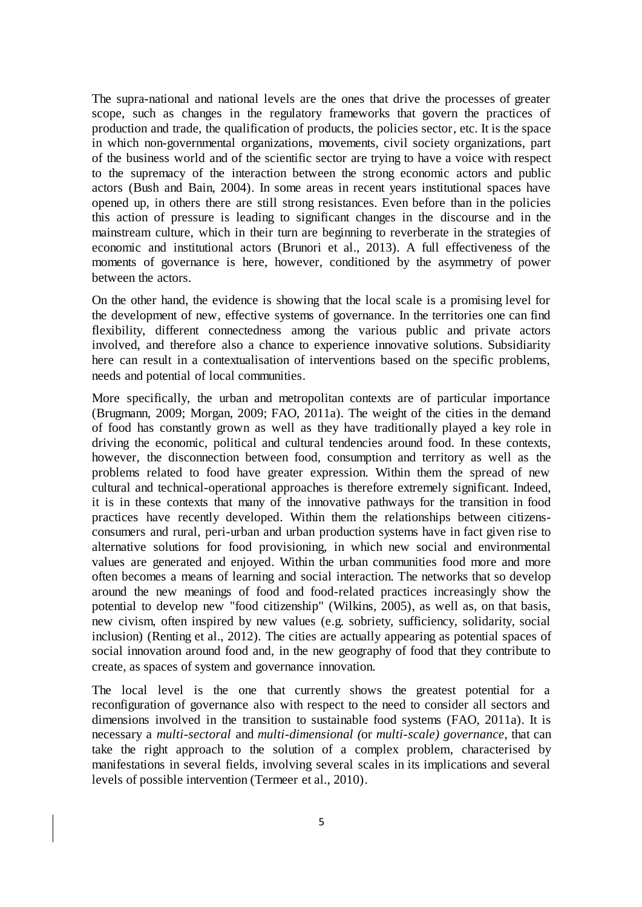The supra-national and national levels are the ones that drive the processes of greater scope, such as changes in the regulatory frameworks that govern the practices of production and trade, the qualification of products, the policies sector, etc. It is the space in which non-governmental organizations, movements, civil society organizations, part of the business world and of the scientific sector are trying to have a voice with respect to the supremacy of the interaction between the strong economic actors and public actors (Bush and Bain, 2004). In some areas in recent years institutional spaces have opened up, in others there are still strong resistances. Even before than in the policies this action of pressure is leading to significant changes in the discourse and in the mainstream culture, which in their turn are beginning to reverberate in the strategies of economic and institutional actors (Brunori et al., 2013). A full effectiveness of the moments of governance is here, however, conditioned by the asymmetry of power between the actors.

On the other hand, the evidence is showing that the local scale is a promising level for the development of new, effective systems of governance. In the territories one can find flexibility, different connectedness among the various public and private actors involved, and therefore also a chance to experience innovative solutions. Subsidiarity here can result in a contextualisation of interventions based on the specific problems, needs and potential of local communities.

More specifically, the urban and metropolitan contexts are of particular importance (Brugmann, 2009; Morgan, 2009; FAO, 2011a). The weight of the cities in the demand of food has constantly grown as well as they have traditionally played a key role in driving the economic, political and cultural tendencies around food. In these contexts, however, the disconnection between food, consumption and territory as well as the problems related to food have greater expression. Within them the spread of new cultural and technical-operational approaches is therefore extremely significant. Indeed, it is in these contexts that many of the innovative pathways for the transition in food practices have recently developed. Within them the relationships between citizens-consumers and rural, peri-urban and urban production systems have in fact given rise to alternative solutions for food provisioning, in which new social and environmental values are generated and enjoyed. Within the urban communities food more and more often becomes a means of learning and social interaction. The networks that so develop around the new meanings of food and food-related practices increasingly show the potential to develop new "food citizenship" (Wilkins, 2005), as well as, on that basis, new civism, often inspired by new values (e.g. sobriety, sufficiency, solidarity, social inclusion) (Renting et al., 2012). The cities are actually appearing as potential spaces of social innovation around food and, in the new geography of food that they contribute to create, as spaces of system and governance innovation.

The local level is the one that currently shows the greatest potential for a reconfiguration of governance also with respect to the need to consider all sectors and dimensions involved in the transition to sustainable food systems (FAO, 2011a). It is necessary a *multi-sectoral* and *multi-dimensional (*or *multi-scale) governance*, that can take the right approach to the solution of a complex problem, characterised by manifestations in several fields, involving several scales in its implications and several levels of possible intervention (Termeer et al., 2010).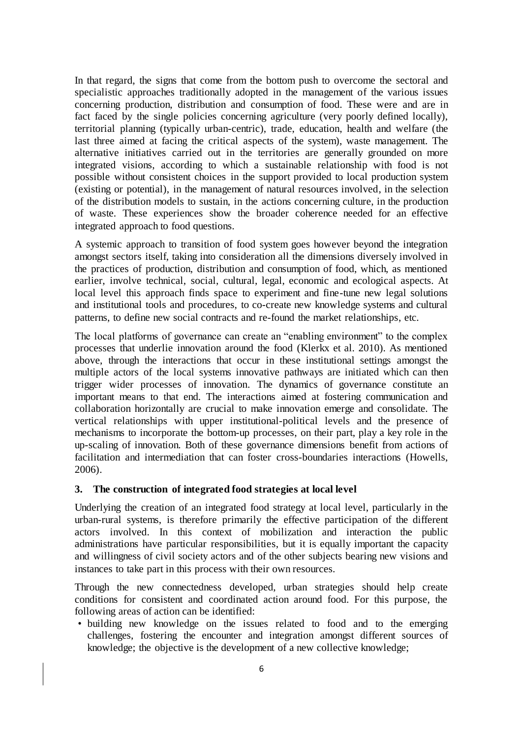In that regard, the signs that come from the bottom push to overcome the sectoral and specialistic approaches traditionally adopted in the management of the various issues concerning production, distribution and consumption of food. These were and are in fact faced by the single policies concerning agriculture (very poorly defined locally), territorial planning (typically urban-centric), trade, education, health and welfare (the last three aimed at facing the critical aspects of the system), waste management. The alternative initiatives carried out in the territories are generally grounded on more integrated visions, according to which a sustainable relationship with food is not possible without consistent choices in the support provided to local production system (existing or potential), in the management of natural resources involved, in the selection of the distribution models to sustain, in the actions concerning culture, in the production of waste. These experiences show the broader coherence needed for an effective integrated approach to food questions.

A systemic approach to transition of food system goes however beyond the integration amongst sectors itself, taking into consideration all the dimensions diversely involved in the practices of production, distribution and consumption of food, which, as mentioned earlier, involve technical, social, cultural, legal, economic and ecological aspects. At local level this approach finds space to experiment and fine-tune new legal solutions and institutional tools and procedures, to co-create new knowledge systems and cultural patterns, to define new social contracts and re-found the market relationships, etc.

The local platforms of governance can create an "enabling environment" to the complex processes that underlie innovation around the food (Klerkx et al. 2010). As mentioned above, through the interactions that occur in these institutional settings amongst the multiple actors of the local systems innovative pathways are initiated which can then trigger wider processes of innovation. The dynamics of governance constitute an important means to that end. The interactions aimed at fostering communication and collaboration horizontally are crucial to make innovation emerge and consolidate. The vertical relationships with upper institutional-political levels and the presence of mechanisms to incorporate the bottom-up processes, on their part, play a key role in the up-scaling of innovation. Both of these governance dimensions benefit from actions of facilitation and intermediation that can foster cross-boundaries interactions (Howells, 2006).

## 3. The construction of integrated food strategies at local level

Underlying the creation of an integrated food strategy at local level, particularly in the urban-rural systems, is therefore primarily the effective participation of the different actors involved. In this context of mobilization and interaction the public administrations have particular responsibilities, but it is equally important the capacity and willingness of civil society actors and of the other subjects bearing new visions and instances to take part in this process with their own resources.

Through the new connectedness developed, urban strategies should help create conditions for consistent and coordinated action around food. For this purpose, the following areas of action can be identified:

- building new knowledge on the issues related to food and to the emerging challenges, fostering the encounter and integration amongst different sources of knowledge; the objective is the development of a new collective knowledge;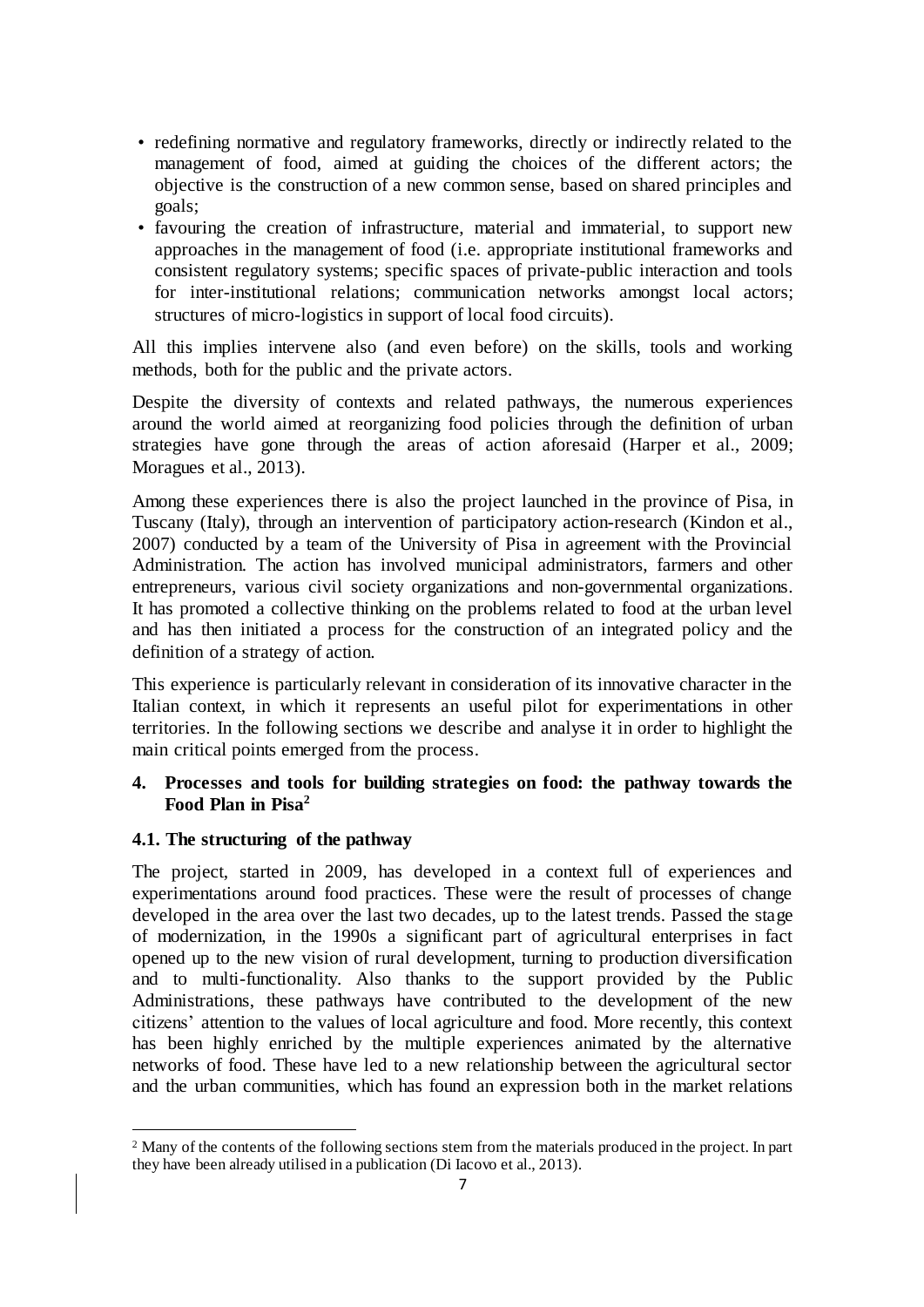- redefining normative and regulatory frameworks, directly or indirectly related to the management of food, aimed at guiding the choices of the different actors; the objective is the construction of a new common sense, based on shared principles and goals;
- favouring the creation of infrastructure, material and immaterial, to support new approaches in the management of food (i.e. appropriate institutional frameworks and consistent regulatory systems; specific spaces of private-public interaction and tools for inter-institutional relations; communication networks amongst local actors; structures of micro-logistics in support of local food circuits).

All this implies intervene also (and even before) on the skills, tools and working methods, both for the public and the private actors.

Despite the diversity of contexts and related pathways, the numerous experiences around the world aimed at reorganizing food policies through the definition of urban strategies have gone through the areas of action aforesaid (Harper et al., 2009; Moragues et al., 2013).

Among these experiences there is also the project launched in the province of Pisa, in Tuscany (Italy), through an intervention of participatory action-research (Kindon et al., 2007) conducted by a team of the University of Pisa in agreement with the Provincial Administration. The action has involved municipal administrators, farmers and other entrepreneurs, various civil society organizations and non-governmental organizations. It has promoted a collective thinking on the problems related to food at the urban level and has then initiated a process for the construction of an integrated policy and the definition of a strategy of action.

This experience is particularly relevant in consideration of its innovative character in the Italian context, in which it represents an useful pilot for experimentations in other territories. In the following sections we describe and analyse it in order to highlight the main critical points emerged from the process.

## 4. Processes and tools for building strategies on food: the pathway towards the Food Plan in Pisa[2]

### 4.1. The structuring of the pathway

The project, started in 2009, has developed in a context full of experiences and experimentations around food practices. These were the result of processes of change developed in the area over the last two decades, up to the latest trends. Passed the stage of modernization, in the 1990s a significant part of agricultural enterprises in fact opened up to the new vision of rural development, turning to production diversification and to multi-functionality. Also thanks to the support provided by the Public Administrations, these pathways have contributed to the development of the new citizens' attention to the values of local agriculture and food. More recently, this context has been highly enriched by the multiple experiences animated by the alternative networks of food. These have led to a new relationship between the agricultural sector and the urban communities, which has found an expression both in the market relations

[2] Many of the contents of the following sections stem from the materials produced in the project. In part they have been already utilised in a publication (Di Iacovo et al., 2013).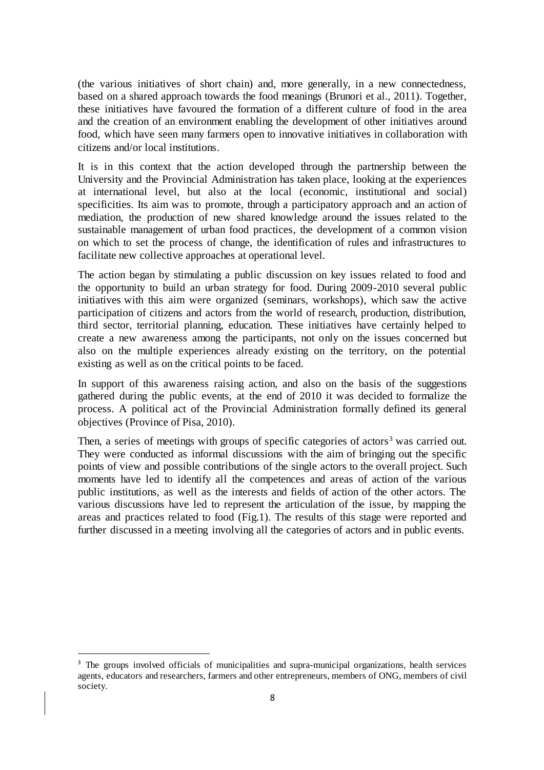(the various initiatives of short chain) and, more generally, in a new connectedness, based on a shared approach towards the food meanings (Brunori et al., 2011). Together, these initiatives have favoured the formation of a different culture of food in the area and the creation of an environment enabling the development of other initiatives around food, which have seen many farmers open to innovative initiatives in collaboration with citizens and/or local institutions.

It is in this context that the action developed through the partnership between the University and the Provincial Administration has taken place, looking at the experiences at international level, but also at the local (economic, institutional and social) specificities. Its aim was to promote, through a participatory approach and an action of mediation, the production of new shared knowledge around the issues related to the sustainable management of urban food practices, the development of a common vision on which to set the process of change, the identification of rules and infrastructures to facilitate new collective approaches at operational level.

The action began by stimulating a public discussion on key issues related to food and the opportunity to build an urban strategy for food. During 2009-2010 several public initiatives with this aim were organized (seminars, workshops), which saw the active participation of citizens and actors from the world of research, production, distribution, third sector, territorial planning, education. These initiatives have certainly helped to create a new awareness among the participants, not only on the issues concerned but also on the multiple experiences already existing on the territory, on the potential existing as well as on the critical points to be faced.

In support of this awareness raising action, and also on the basis of the suggestions gathered during the public events, at the end of 2010 it was decided to formalize the process. A political act of the Provincial Administration formally defined its general objectives (Province of Pisa, 2010).

Then, a series of meetings with groups of specific categories of actors[3] was carried out. They were conducted as informal discussions with the aim of bringing out the specific points of view and possible contributions of the single actors to the overall project. Such moments have led to identify all the competences and areas of action of the various public institutions, as well as the interests and fields of action of the other actors. The various discussions have led to represent the articulation of the issue, by mapping the areas and practices related to food (Fig.1). The results of this stage were reported and further discussed in a meeting involving all the categories of actors and in public events.

[3] The groups involved officials of municipalities and supra-municipal organizations, health services agents, educators and researchers, farmers and other entrepreneurs, members of ONG, members of civil society.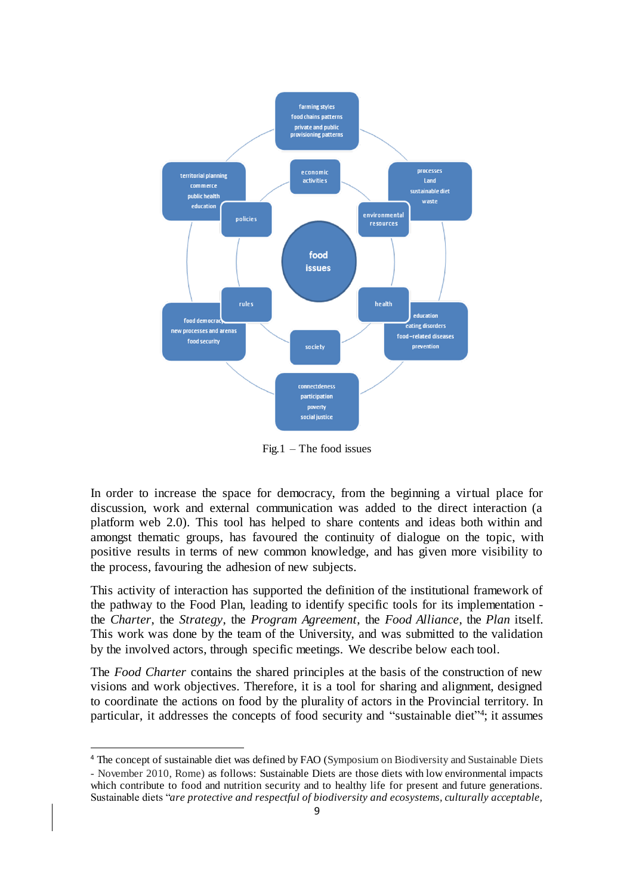Fig.1 – The food issues

In order to increase the space for democracy, from the beginning a virtual place for discussion, work and external communication was added to the direct interaction (a platform web 2.0). This tool has helped to share contents and ideas both within and amongst thematic groups, has favoured the continuity of dialogue on the topic, with positive results in terms of new common knowledge, and has given more visibility to the process, favouring the adhesion of new subjects.

This activity of interaction has supported the definition of the institutional framework of the pathway to the Food Plan, leading to identify specific tools for its implementation - the *Charter*, the *Strategy*, the *Program Agreement*, the *Food Alliance*, the *Plan* itself. This work was done by the team of the University, and was submitted to the validation by the involved actors, through specific meetings. We describe below each tool.

The *Food Charter* contains the shared principles at the basis of the construction of new visions and work objectives. Therefore, it is a tool for sharing and alignment, designed to coordinate the actions on food by the plurality of actors in the Provincial territory. In particular, it addresses the concepts of food security and "sustainable diet"[4]; it assumes

---

[4] The concept of sustainable diet was defined by FAO (Symposium on Biodiversity and Sustainable Diets - November 2010, Rome) as follows: Sustainable Diets are those diets with low environmental impacts which contribute to food and nutrition security and to healthy life for present and future generations. Sustainable diets "*are protective and respectful of biodiversity and ecosystems, culturally acceptable,*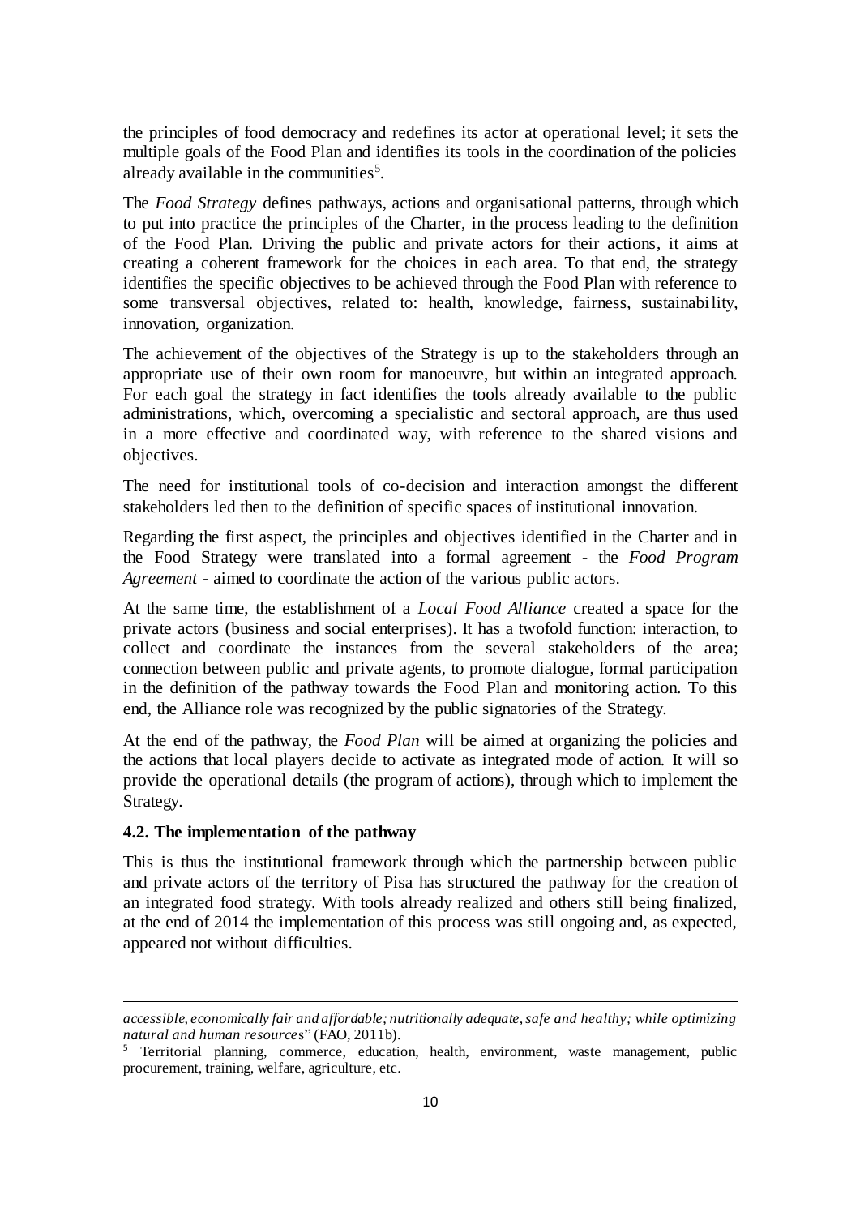the principles of food democracy and redefines its actor at operational level; it sets the multiple goals of the Food Plan and identifies its tools in the coordination of the policies already available in the communities[5].

The *Food Strategy* defines pathways, actions and organisational patterns, through which to put into practice the principles of the Charter, in the process leading to the definition of the Food Plan. Driving the public and private actors for their actions, it aims at creating a coherent framework for the choices in each area. To that end, the strategy identifies the specific objectives to be achieved through the Food Plan with reference to some transversal objectives, related to: health, knowledge, fairness, sustainability, innovation, organization.

The achievement of the objectives of the Strategy is up to the stakeholders through an appropriate use of their own room for manoeuvre, but within an integrated approach. For each goal the strategy in fact identifies the tools already available to the public administrations, which, overcoming a specialistic and sectoral approach, are thus used in a more effective and coordinated way, with reference to the shared visions and objectives.

The need for institutional tools of co-decision and interaction amongst the different stakeholders led then to the definition of specific spaces of institutional innovation.

Regarding the first aspect, the principles and objectives identified in the Charter and in the Food Strategy were translated into a formal agreement - the *Food Program Agreement* - aimed to coordinate the action of the various public actors.

At the same time, the establishment of a *Local Food Alliance* created a space for the private actors (business and social enterprises). It has a twofold function: interaction, to collect and coordinate the instances from the several stakeholders of the area; connection between public and private agents, to promote dialogue, formal participation in the definition of the pathway towards the Food Plan and monitoring action. To this end, the Alliance role was recognized by the public signatories of the Strategy.

At the end of the pathway, the *Food Plan* will be aimed at organizing the policies and the actions that local players decide to activate as integrated mode of action. It will so provide the operational details (the program of actions), through which to implement the Strategy.

### 4.2. The implementation of the pathway

This is thus the institutional framework through which the partnership between public and private actors of the territory of Pisa has structured the pathway for the creation of an integrated food strategy. With tools already realized and others still being finalized, at the end of 2014 the implementation of this process was still ongoing and, as expected, appeared not without difficulties.

---

*accessible, economically fair and affordable; nutritionally adequate, safe and healthy; while optimizing natural and human resources*" (FAO, 2011b).

[5] Territorial planning, commerce, education, health, environment, waste management, public procurement, training, welfare, agriculture, etc.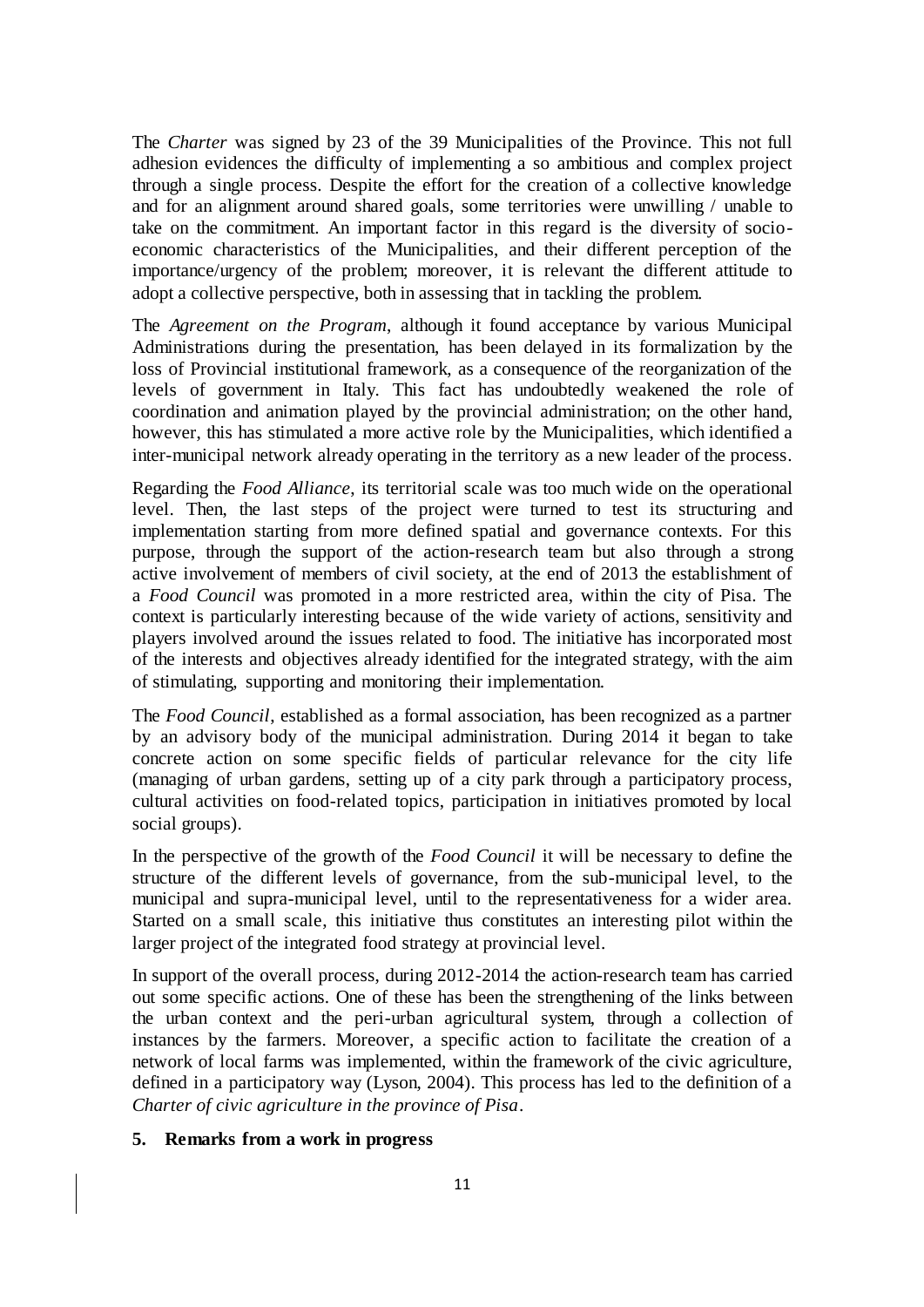The *Charter* was signed by 23 of the 39 Municipalities of the Province. This not full adhesion evidences the difficulty of implementing a so ambitious and complex project through a single process. Despite the effort for the creation of a collective knowledge and for an alignment around shared goals, some territories were unwilling / unable to take on the commitment. An important factor in this regard is the diversity of socio-economic characteristics of the Municipalities, and their different perception of the importance/urgency of the problem; moreover, it is relevant the different attitude to adopt a collective perspective, both in assessing that in tackling the problem.

The *Agreement on the Program*, although it found acceptance by various Municipal Administrations during the presentation, has been delayed in its formalization by the loss of Provincial institutional framework, as a consequence of the reorganization of the levels of government in Italy. This fact has undoubtedly weakened the role of coordination and animation played by the provincial administration; on the other hand, however, this has stimulated a more active role by the Municipalities, which identified a inter-municipal network already operating in the territory as a new leader of the process.

Regarding the *Food Alliance*, its territorial scale was too much wide on the operational level. Then, the last steps of the project were turned to test its structuring and implementation starting from more defined spatial and governance contexts. For this purpose, through the support of the action-research team but also through a strong active involvement of members of civil society, at the end of 2013 the establishment of a *Food Council* was promoted in a more restricted area, within the city of Pisa. The context is particularly interesting because of the wide variety of actions, sensitivity and players involved around the issues related to food. The initiative has incorporated most of the interests and objectives already identified for the integrated strategy, with the aim of stimulating, supporting and monitoring their implementation.

The *Food Council*, established as a formal association, has been recognized as a partner by an advisory body of the municipal administration. During 2014 it began to take concrete action on some specific fields of particular relevance for the city life (managing of urban gardens, setting up of a city park through a participatory process, cultural activities on food-related topics, participation in initiatives promoted by local social groups).

In the perspective of the growth of the *Food Council* it will be necessary to define the structure of the different levels of governance, from the sub-municipal level, to the municipal and supra-municipal level, until to the representativeness for a wider area. Started on a small scale, this initiative thus constitutes an interesting pilot within the larger project of the integrated food strategy at provincial level.

In support of the overall process, during 2012-2014 the action-research team has carried out some specific actions. One of these has been the strengthening of the links between the urban context and the peri-urban agricultural system, through a collection of instances by the farmers. Moreover, a specific action to facilitate the creation of a network of local farms was implemented, within the framework of the civic agriculture, defined in a participatory way (Lyson, 2004). This process has led to the definition of a *Charter of civic agriculture in the province of Pisa*.

## 5. Remarks from a work in progress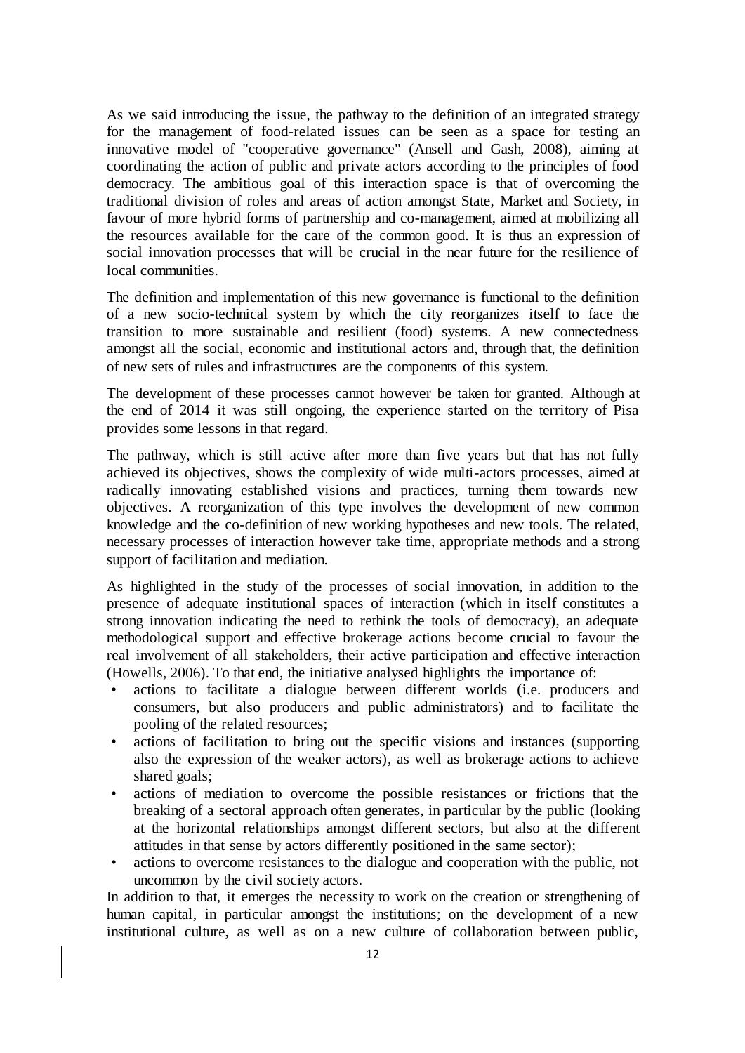As we said introducing the issue, the pathway to the definition of an integrated strategy for the management of food-related issues can be seen as a space for testing an innovative model of "cooperative governance" (Ansell and Gash, 2008), aiming at coordinating the action of public and private actors according to the principles of food democracy. The ambitious goal of this interaction space is that of overcoming the traditional division of roles and areas of action amongst State, Market and Society, in favour of more hybrid forms of partnership and co-management, aimed at mobilizing all the resources available for the care of the common good. It is thus an expression of social innovation processes that will be crucial in the near future for the resilience of local communities.

The definition and implementation of this new governance is functional to the definition of a new socio-technical system by which the city reorganizes itself to face the transition to more sustainable and resilient (food) systems. A new connectedness amongst all the social, economic and institutional actors and, through that, the definition of new sets of rules and infrastructures are the components of this system.

The development of these processes cannot however be taken for granted. Although at the end of 2014 it was still ongoing, the experience started on the territory of Pisa provides some lessons in that regard.

The pathway, which is still active after more than five years but that has not fully achieved its objectives, shows the complexity of wide multi-actors processes, aimed at radically innovating established visions and practices, turning them towards new objectives. A reorganization of this type involves the development of new common knowledge and the co-definition of new working hypotheses and new tools. The related, necessary processes of interaction however take time, appropriate methods and a strong support of facilitation and mediation.

As highlighted in the study of the processes of social innovation, in addition to the presence of adequate institutional spaces of interaction (which in itself constitutes a strong innovation indicating the need to rethink the tools of democracy), an adequate methodological support and effective brokerage actions become crucial to favour the real involvement of all stakeholders, their active participation and effective interaction (Howells, 2006). To that end, the initiative analysed highlights the importance of:

- actions to facilitate a dialogue between different worlds (i.e. producers and consumers, but also producers and public administrators) and to facilitate the pooling of the related resources;
- actions of facilitation to bring out the specific visions and instances (supporting also the expression of the weaker actors), as well as brokerage actions to achieve shared goals;
- actions of mediation to overcome the possible resistances or frictions that the breaking of a sectoral approach often generates, in particular by the public (looking at the horizontal relationships amongst different sectors, but also at the different attitudes in that sense by actors differently positioned in the same sector);
- actions to overcome resistances to the dialogue and cooperation with the public, not uncommon by the civil society actors.

In addition to that, it emerges the necessity to work on the creation or strengthening of human capital, in particular amongst the institutions; on the development of a new institutional culture, as well as on a new culture of collaboration between public,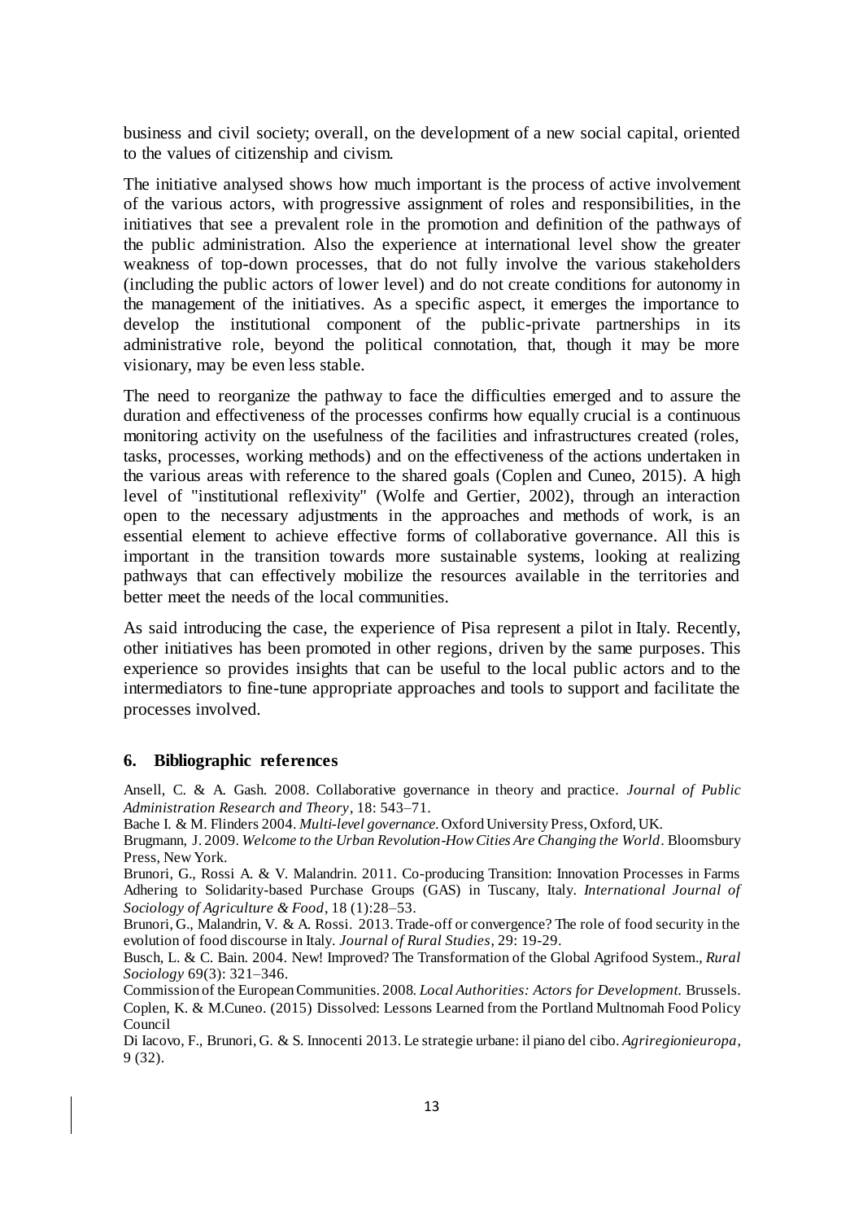business and civil society; overall, on the development of a new social capital, oriented to the values of citizenship and civism.

The initiative analysed shows how much important is the process of active involvement of the various actors, with progressive assignment of roles and responsibilities, in the initiatives that see a prevalent role in the promotion and definition of the pathways of the public administration. Also the experience at international level show the greater weakness of top-down processes, that do not fully involve the various stakeholders (including the public actors of lower level) and do not create conditions for autonomy in the management of the initiatives. As a specific aspect, it emerges the importance to develop the institutional component of the public-private partnerships in its administrative role, beyond the political connotation, that, though it may be more visionary, may be even less stable.

The need to reorganize the pathway to face the difficulties emerged and to assure the duration and effectiveness of the processes confirms how equally crucial is a continuous monitoring activity on the usefulness of the facilities and infrastructures created (roles, tasks, processes, working methods) and on the effectiveness of the actions undertaken in the various areas with reference to the shared goals (Coplen and Cuneo, 2015). A high level of "institutional reflexivity" (Wolfe and Gertier, 2002), through an interaction open to the necessary adjustments in the approaches and methods of work, is an essential element to achieve effective forms of collaborative governance. All this is important in the transition towards more sustainable systems, looking at realizing pathways that can effectively mobilize the resources available in the territories and better meet the needs of the local communities.

As said introducing the case, the experience of Pisa represent a pilot in Italy. Recently, other initiatives has been promoted in other regions, driven by the same purposes. This experience so provides insights that can be useful to the local public actors and to the intermediators to fine-tune appropriate approaches and tools to support and facilitate the processes involved.

## 6. Bibliographic references

Ansell, C. & A. Gash. 2008. Collaborative governance in theory and practice. *Journal of Public Administration Research and Theory*, 18: 543–71.

Bache I. & M. Flinders 2004. *Multi-level governance*. Oxford University Press, Oxford, UK.

Brugmann, J. 2009. *Welcome to the Urban Revolution-How Cities Are Changing the World*. Bloomsbury Press, New York.

Brunori, G., Rossi A. & V. Malandrin. 2011. Co-producing Transition: Innovation Processes in Farms Adhering to Solidarity-based Purchase Groups (GAS) in Tuscany, Italy. *International Journal of Sociology of Agriculture & Food*, 18 (1):28–53.

Brunori, G., Malandrin, V. & A. Rossi. 2013. Trade-off or convergence? The role of food security in the evolution of food discourse in Italy. *Journal of Rural Studies*, 29: 19-29.

Busch, L. & C. Bain. 2004. New! Improved? The Transformation of the Global Agrifood System., *Rural Sociology* 69(3): 321–346.

Commission of the European Communities. 2008. *Local Authorities: Actors for Development.* Brussels.

Coplen, K. & M.Cuneo. (2015) Dissolved: Lessons Learned from the Portland Multnomah Food Policy Council

Di Iacovo, F., Brunori, G. & S. Innocenti 2013. Le strategie urbane: il piano del cibo. *Agriregionieuropa*, 9 (32).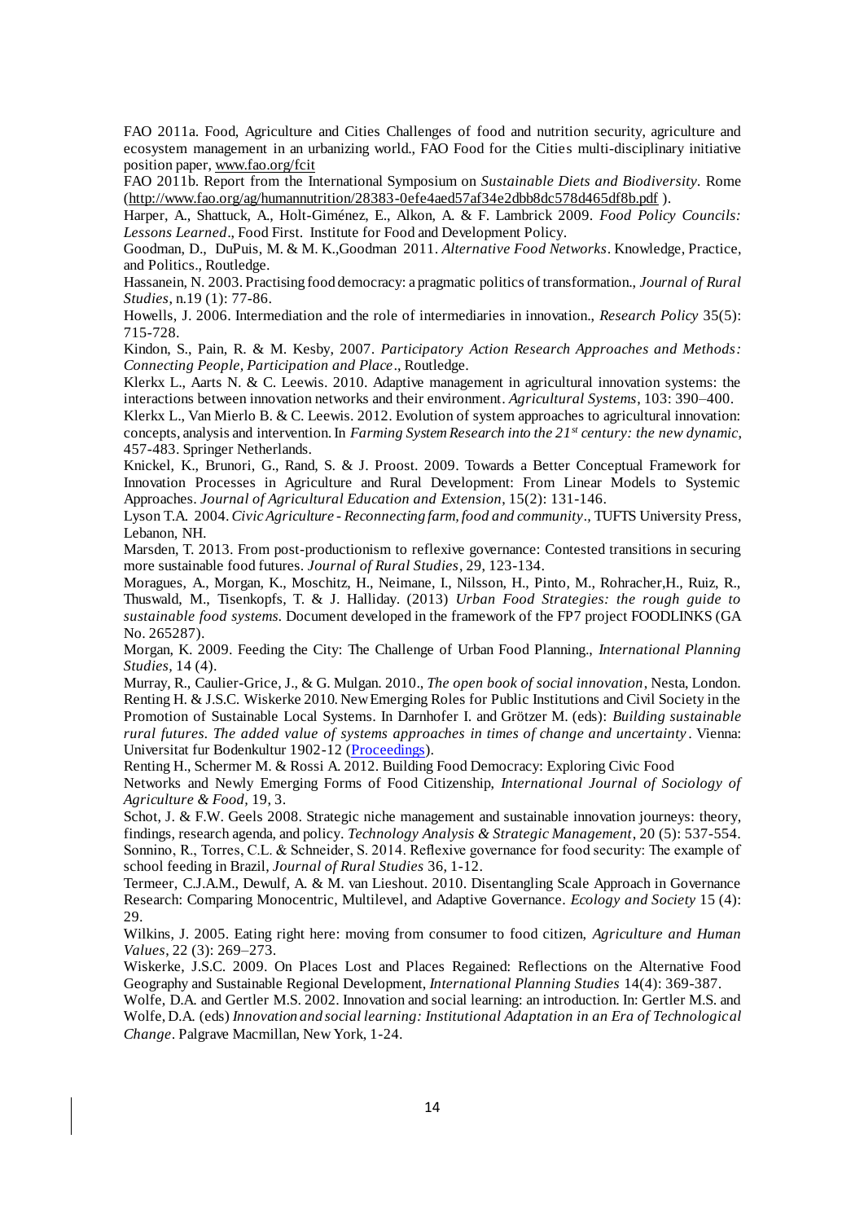FAO 2011a. Food, Agriculture and Cities Challenges of food and nutrition security, agriculture and ecosystem management in an urbanizing world., FAO Food for the Cities multi-disciplinary initiative position paper, www.fao.org/fcit

FAO 2011b. Report from the International Symposium on *Sustainable Diets and Biodiversity*. Rome (http://www.fao.org/ag/humannutrition/28383-0efe4aed57af34e2dbb8dc578d465df8b.pdf ).

Harper, A., Shattuck, A., Holt-Giménez, E., Alkon, A. & F. Lambrick 2009. *Food Policy Councils: Lessons Learned*., Food First. Institute for Food and Development Policy.

Goodman, D., DuPuis, M. & M. K.,Goodman 2011. *Alternative Food Networks*. Knowledge, Practice, and Politics., Routledge.

Hassanein, N. 2003. Practising food democracy: a pragmatic politics of transformation., *Journal of Rural Studies*, n.19 (1): 77-86.

Howells, J. 2006. Intermediation and the role of intermediaries in innovation., *Research Policy* 35(5): 715-728.

Kindon, S., Pain, R. & M. Kesby, 2007. *Participatory Action Research Approaches and Methods: Connecting People, Participation and Place*., Routledge.

Klerkx L., Aarts N. & C. Leewis. 2010. Adaptive management in agricultural innovation systems: the interactions between innovation networks and their environment. *Agricultural Systems*, 103: 390–400.

Klerkx L., Van Mierlo B. & C. Leewis. 2012. Evolution of system approaches to agricultural innovation: concepts, analysis and intervention. In *Farming System Research into the 21st century: the new dynamic,* 457-483. Springer Netherlands.

Knickel, K., Brunori, G., Rand, S. & J. Proost. 2009. Towards a Better Conceptual Framework for Innovation Processes in Agriculture and Rural Development: From Linear Models to Systemic Approaches. *Journal of Agricultural Education and Extension*, 15(2): 131-146.

Lyson T.A. 2004. *Civic Agriculture - Reconnecting farm, food and community*., TUFTS University Press, Lebanon, NH.

Marsden, T. 2013. From post-productionism to reflexive governance: Contested transitions in securing more sustainable food futures. *Journal of Rural Studies*, 29, 123-134.

Moragues, A., Morgan, K., Moschitz, H., Neimane, I., Nilsson, H., Pinto, M., Rohracher,H., Ruiz, R., Thuswald, M., Tisenkopfs, T. & J. Halliday. (2013) *Urban Food Strategies: the rough guide to sustainable food systems.* Document developed in the framework of the FP7 project FOODLINKS (GA No. 265287).

Morgan, K. 2009. Feeding the City: The Challenge of Urban Food Planning., *International Planning Studies*, 14 (4).

Murray, R., Caulier-Grice, J., & G. Mulgan. 2010., *The open book of social innovation*, Nesta, London.

Renting H. & J.S.C. Wiskerke 2010. New Emerging Roles for Public Institutions and Civil Society in the Promotion of Sustainable Local Systems. In Darnhofer I. and Grötzer M. (eds): *Building sustainable rural futures. The added value of systems approaches in times of change and uncertainty*. Vienna: Universitat fur Bodenkultur 1902-12 (Proceedings).

Renting H., Schermer M. & Rossi A. 2012. Building Food Democracy: Exploring Civic Food Networks and Newly Emerging Forms of Food Citizenship, *International Journal of Sociology of Agriculture & Food*, 19, 3.

Schot, J. & F.W. Geels 2008. Strategic niche management and sustainable innovation journeys: theory, findings, research agenda, and policy. *Technology Analysis & Strategic Management*, 20 (5): 537-554.

Sonnino, R., Torres, C.L. & Schneider, S. 2014. Reflexive governance for food security: The example of school feeding in Brazil, *Journal of Rural Studies* 36, 1-12.

Termeer, C.J.A.M., Dewulf, A. & M. van Lieshout. 2010. Disentangling Scale Approach in Governance Research: Comparing Monocentric, Multilevel, and Adaptive Governance. *Ecology and Society* 15 (4): 29.

Wilkins, J. 2005. Eating right here: moving from consumer to food citizen, *Agriculture and Human Values*, 22 (3): 269–273.

Wiskerke, J.S.C. 2009. On Places Lost and Places Regained: Reflections on the Alternative Food Geography and Sustainable Regional Development, *International Planning Studies* 14(4): 369-387.

Wolfe, D.A. and Gertler M.S. 2002. Innovation and social learning: an introduction. In: Gertler M.S. and Wolfe, D.A. (eds) *Innovation and social learning: Institutional Adaptation in an Era of Technological Change*. Palgrave Macmillan, New York, 1-24.